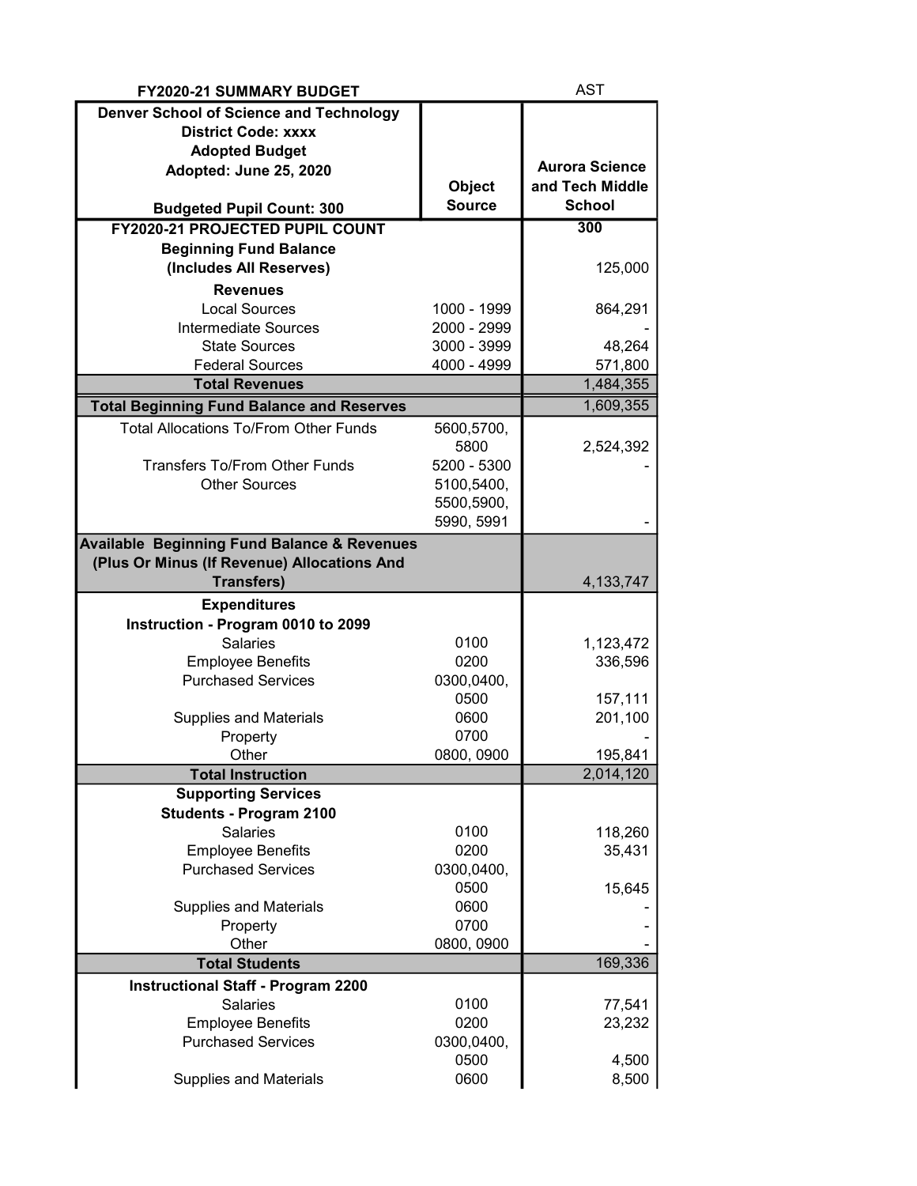**FY2020-21 SUMMARY BUDGET** AST

| Denver School of Science and Technology<br>District Code: xxxx<br>Adopted Budget<br>Adopted: June 25, 2020<br><br>Budgeted Pupil Count: 300 | Object Source | Aurora Science and Tech Middle School |
|---|---|---|
| **FY2020-21 PROJECTED PUPIL COUNT** | | 300 |
| **Beginning Fund Balance (Includes All Reserves)** | | 125,000 |
| **Revenues** | | |
| Local Sources | 1000 - 1999 | 864,291 |
| Intermediate Sources | 2000 - 2999 | - |
| State Sources | 3000 - 3999 | 48,264 |
| Federal Sources | 4000 - 4999 | 571,800 |
| **Total Revenues** | | 1,484,355 |
| **Total Beginning Fund Balance and Reserves** | | 1,609,355 |
| Total Allocations To/From Other Funds | 5600,5700, 5800 | 2,524,392 |
| Transfers To/From Other Funds | 5200 - 5300 | - |
| Other Sources | 5100,5400, 5500,5900, 5990, 5991 | - |
| **Available Beginning Fund Balance & Revenues (Plus Or Minus (If Revenue) Allocations And Transfers)** | | 4,133,747 |
| **Expenditures** | | |
| **Instruction - Program 0010 to 2099** | | |
| Salaries | 0100 | 1,123,472 |
| Employee Benefits | 0200 | 336,596 |
| Purchased Services | 0300,0400, 0500 | 157,111 |
| Supplies and Materials | 0600 | 201,100 |
| Property | 0700 | - |
| Other | 0800, 0900 | 195,841 |
| **Total Instruction** | | 2,014,120 |
| **Supporting Services** | | |
| **Students - Program 2100** | | |
| Salaries | 0100 | 118,260 |
| Employee Benefits | 0200 | 35,431 |
| Purchased Services | 0300,0400, 0500 | 15,645 |
| Supplies and Materials | 0600 | - |
| Property | 0700 | - |
| Other | 0800, 0900 | - |
| **Total Students** | | 169,336 |
| **Instructional Staff - Program 2200** | | |
| Salaries | 0100 | 77,541 |
| Employee Benefits | 0200 | 23,232 |
| Purchased Services | 0300,0400, 0500 | 4,500 |
| Supplies and Materials | 0600 | 8,500 |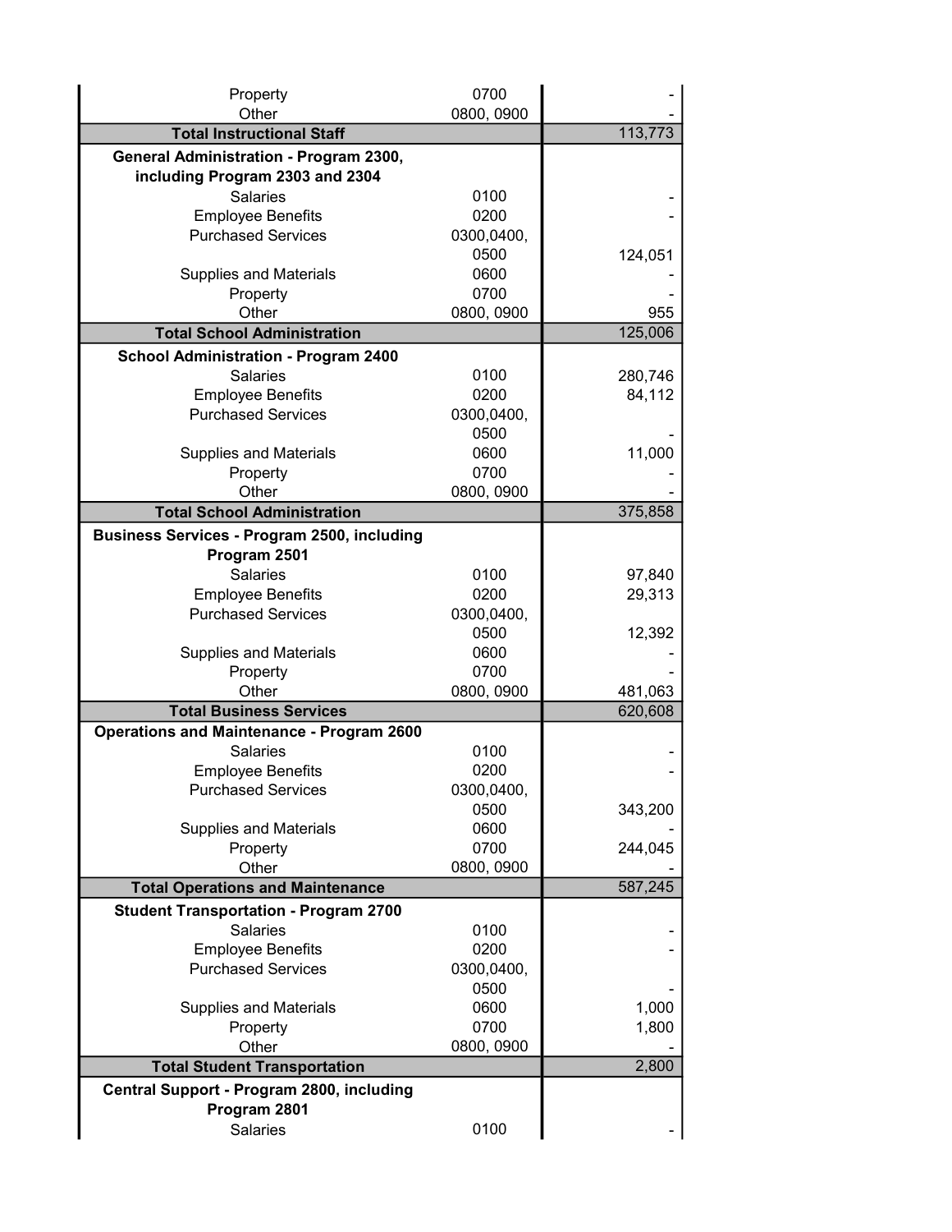| | | |
|---|---|---|
| Property | 0700 | - |
| Other | 0800, 0900 | - |
| **Total Instructional Staff** | | 113,773 |
| **General Administration - Program 2300, including Program 2303 and 2304** | | |
| Salaries | 0100 | - |
| Employee Benefits | 0200 | - |
| Purchased Services | 0300,0400, 0500 | 124,051 |
| Supplies and Materials | 0600 | - |
| Property | 0700 | - |
| Other | 0800, 0900 | 955 |
| **Total School Administration** | | 125,006 |
| **School Administration - Program 2400** | | |
| Salaries | 0100 | 280,746 |
| Employee Benefits | 0200 | 84,112 |
| Purchased Services | 0300,0400, 0500 | - |
| Supplies and Materials | 0600 | 11,000 |
| Property | 0700 | - |
| Other | 0800, 0900 | - |
| **Total School Administration** | | 375,858 |
| **Business Services - Program 2500, including Program 2501** | | |
| Salaries | 0100 | 97,840 |
| Employee Benefits | 0200 | 29,313 |
| Purchased Services | 0300,0400, 0500 | 12,392 |
| Supplies and Materials | 0600 | - |
| Property | 0700 | - |
| Other | 0800, 0900 | 481,063 |
| **Total Business Services** | | 620,608 |
| **Operations and Maintenance - Program 2600** | | |
| Salaries | 0100 | - |
| Employee Benefits | 0200 | - |
| Purchased Services | 0300,0400, 0500 | 343,200 |
| Supplies and Materials | 0600 | - |
| Property | 0700 | 244,045 |
| Other | 0800, 0900 | - |
| **Total Operations and Maintenance** | | 587,245 |
| **Student Transportation - Program 2700** | | |
| Salaries | 0100 | - |
| Employee Benefits | 0200 | - |
| Purchased Services | 0300,0400, 0500 | - |
| Supplies and Materials | 0600 | 1,000 |
| Property | 0700 | 1,800 |
| Other | 0800, 0900 | - |
| **Total Student Transportation** | | 2,800 |
| **Central Support - Program 2800, including Program 2801** | | |
| Salaries | 0100 | - |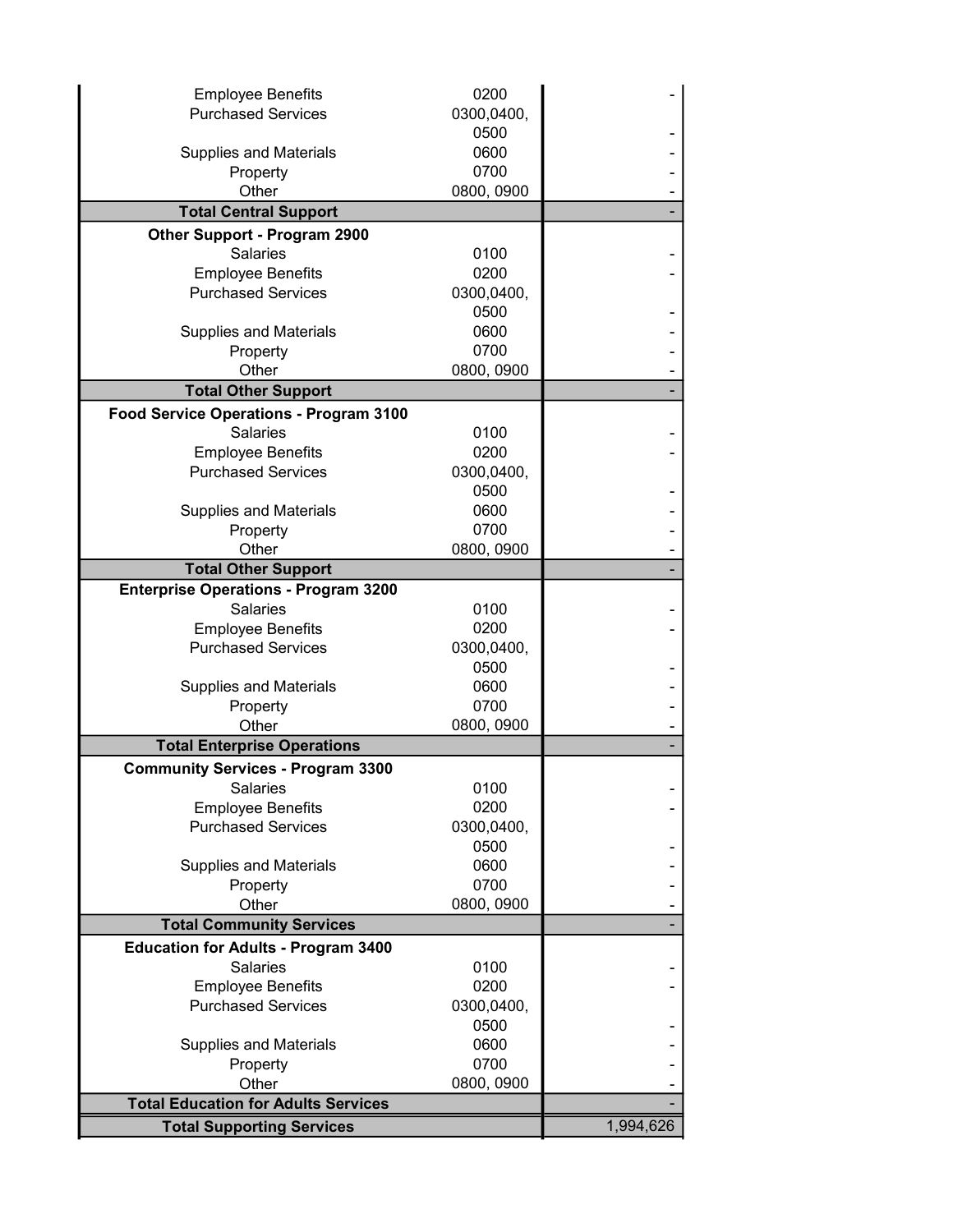| | | |
|---|---|---|
| Employee Benefits | 0200 | - |
| Purchased Services | 0300,0400, 0500 | - |
| Supplies and Materials | 0600 | - |
| Property | 0700 | - |
| Other | 0800, 0900 | - |
| **Total Central Support** | | - |
| **Other Support - Program 2900** | | |
| Salaries | 0100 | - |
| Employee Benefits | 0200 | - |
| Purchased Services | 0300,0400, 0500 | - |
| Supplies and Materials | 0600 | - |
| Property | 0700 | - |
| Other | 0800, 0900 | - |
| **Total Other Support** | | - |
| **Food Service Operations - Program 3100** | | |
| Salaries | 0100 | - |
| Employee Benefits | 0200 | - |
| Purchased Services | 0300,0400, 0500 | - |
| Supplies and Materials | 0600 | - |
| Property | 0700 | - |
| Other | 0800, 0900 | - |
| **Total Other Support** | | - |
| **Enterprise Operations - Program 3200** | | |
| Salaries | 0100 | - |
| Employee Benefits | 0200 | - |
| Purchased Services | 0300,0400, 0500 | - |
| Supplies and Materials | 0600 | - |
| Property | 0700 | - |
| Other | 0800, 0900 | - |
| **Total Enterprise Operations** | | - |
| **Community Services - Program 3300** | | |
| Salaries | 0100 | - |
| Employee Benefits | 0200 | - |
| Purchased Services | 0300,0400, 0500 | - |
| Supplies and Materials | 0600 | - |
| Property | 0700 | - |
| Other | 0800, 0900 | - |
| **Total Community Services** | | - |
| **Education for Adults - Program 3400** | | |
| Salaries | 0100 | - |
| Employee Benefits | 0200 | - |
| Purchased Services | 0300,0400, 0500 | - |
| Supplies and Materials | 0600 | - |
| Property | 0700 | - |
| Other | 0800, 0900 | - |
| **Total Education for Adults Services** | | - |
| **Total Supporting Services** | | 1,994,626 |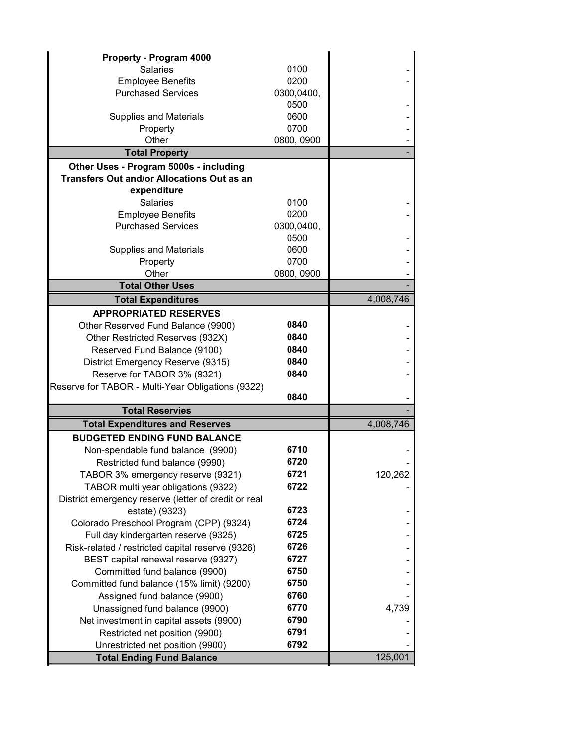| | | |
|---|---|---|
| **Property - Program 4000** | | |
| Salaries | 0100 | - |
| Employee Benefits | 0200 | - |
| Purchased Services | 0300,0400, 0500 | - |
| Supplies and Materials | 0600 | - |
| Property | 0700 | - |
| Other | 0800, 0900 | - |
| **Total Property** | | - |
| **Other Uses - Program 5000s - including Transfers Out and/or Allocations Out as an expenditure** | | |
| Salaries | 0100 | - |
| Employee Benefits | 0200 | - |
| Purchased Services | 0300,0400, 0500 | - |
| Supplies and Materials | 0600 | - |
| Property | 0700 | - |
| Other | 0800, 0900 | - |
| **Total Other Uses** | | - |
| **Total Expenditures** | | 4,008,746 |
| **APPROPRIATED RESERVES** | | |
| Other Reserved Fund Balance (9900) | **0840** | - |
| Other Restricted Reserves (932X) | **0840** | - |
| Reserved Fund Balance (9100) | **0840** | - |
| District Emergency Reserve (9315) | **0840** | - |
| Reserve for TABOR 3% (9321) | **0840** | - |
| Reserve for TABOR - Multi-Year Obligations (9322) | **0840** | - |
| **Total Reservies** | | - |
| **Total Expenditures and Reserves** | | 4,008,746 |
| **BUDGETED ENDING FUND BALANCE** | | |
| Non-spendable fund balance (9900) | **6710** | - |
| Restricted fund balance (9990) | **6720** | - |
| TABOR 3% emergency reserve (9321) | **6721** | 120,262 |
| TABOR multi year obligations (9322) | **6722** | - |
| District emergency reserve (letter of credit or real estate) (9323) | **6723** | - |
| Colorado Preschool Program (CPP) (9324) | **6724** | - |
| Full day kindergarten reserve (9325) | **6725** | - |
| Risk-related / restricted capital reserve (9326) | **6726** | - |
| BEST capital renewal reserve (9327) | **6727** | - |
| Committed fund balance (9900) | **6750** | - |
| Committed fund balance (15% limit) (9200) | **6750** | - |
| Assigned fund balance (9900) | **6760** | - |
| Unassigned fund balance (9900) | **6770** | 4,739 |
| Net investment in capital assets (9900) | **6790** | - |
| Restricted net position (9900) | **6791** | - |
| Unrestricted net position (9900) | **6792** | - |
| **Total Ending Fund Balance** | | 125,001 |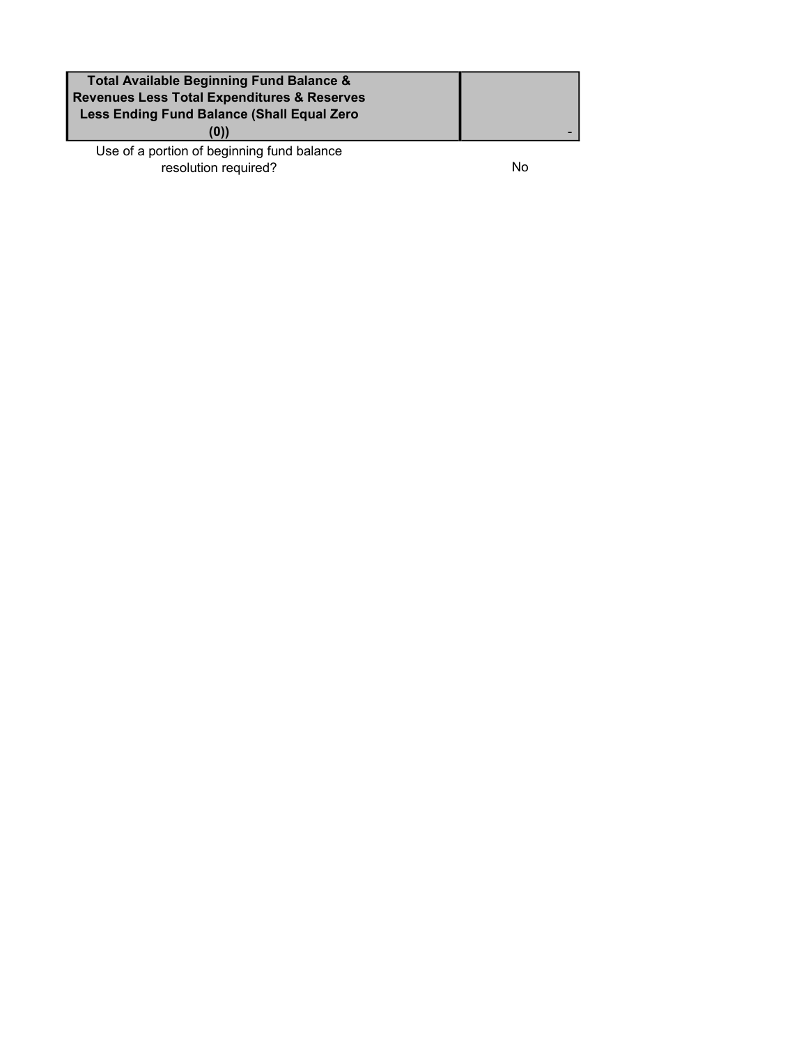| | |
|---|---|
| **Total Available Beginning Fund Balance & Revenues Less Total Expenditures & Reserves Less Ending Fund Balance (Shall Equal Zero (0))** | - |
| Use of a portion of beginning fund balance resolution required? | No |